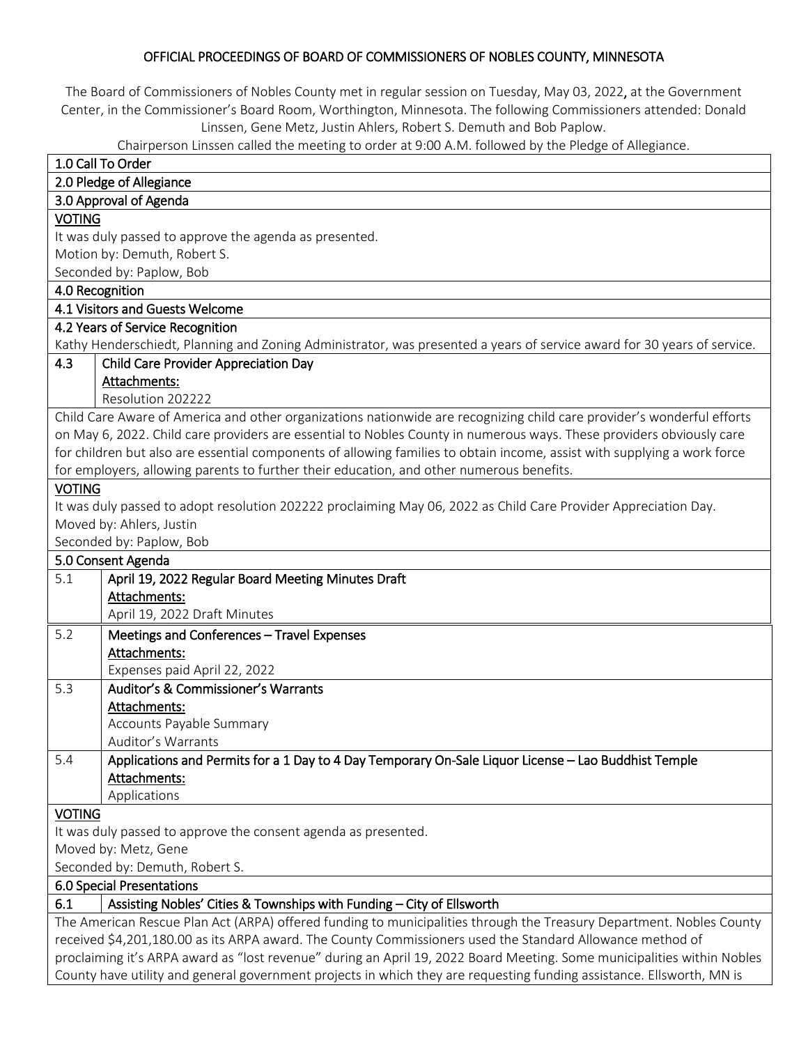# OFFICIAL PROCEEDINGS OF BOARD OF COMMISSIONERS OF NOBLES COUNTY, MINNESOTA

The Board of Commissioners of Nobles County met in regular session on Tuesday, May 03, 2022**,** at the Government Center, in the Commissioner's Board Room, Worthington, Minnesota. The following Commissioners attended: Donald Linssen, Gene Metz, Justin Ahlers, Robert S. Demuth and Bob Paplow.

Chairperson Linssen called the meeting to order at 9:00 A.M. followed by the Pledge of Allegiance.

**1.0 Call To Order**

**2.0 Pledge of Allegiance**

**3.0 Approval of Agenda**

VOTING

It was duly passed to approve the agenda as presented.
Motion by: Demuth, Robert S.
Seconded by: Paplow, Bob

**4.0 Recognition**

**4.1 Visitors and Guests Welcome**

**4.2 Years of Service Recognition**

Kathy Henderschiedt, Planning and Zoning Administrator, was presented a years of service award for 30 years of service.

**4.3 Child Care Provider Appreciation Day**

Attachments:
Resolution 202222

Child Care Aware of America and other organizations nationwide are recognizing child care provider's wonderful efforts on May 6, 2022. Child care providers are essential to Nobles County in numerous ways. These providers obviously care for children but also are essential components of allowing families to obtain income, assist with supplying a work force for employers, allowing parents to further their education, and other numerous benefits.

VOTING

It was duly passed to adopt resolution 202222 proclaiming May 06, 2022 as Child Care Provider Appreciation Day.
Moved by: Ahlers, Justin
Seconded by: Paplow, Bob

**5.0 Consent Agenda**

**5.1 April 19, 2022 Regular Board Meeting Minutes Draft**

Attachments:
April 19, 2022 Draft Minutes

**5.2 Meetings and Conferences – Travel Expenses**

Attachments:
Expenses paid April 22, 2022

**5.3 Auditor's & Commissioner's Warrants**

Attachments:
Accounts Payable Summary
Auditor's Warrants

**5.4 Applications and Permits for a 1 Day to 4 Day Temporary On-Sale Liquor License – Lao Buddhist Temple**

Attachments:
Applications

VOTING

It was duly passed to approve the consent agenda as presented.
Moved by: Metz, Gene
Seconded by: Demuth, Robert S.

**6.0 Special Presentations**

**6.1 Assisting Nobles' Cities & Townships with Funding – City of Ellsworth**

The American Rescue Plan Act (ARPA) offered funding to municipalities through the Treasury Department. Nobles County received \$4,201,180.00 as its ARPA award. The County Commissioners used the Standard Allowance method of proclaiming it's ARPA award as "lost revenue" during an April 19, 2022 Board Meeting. Some municipalities within Nobles County have utility and general government projects in which they are requesting funding assistance. Ellsworth, MN is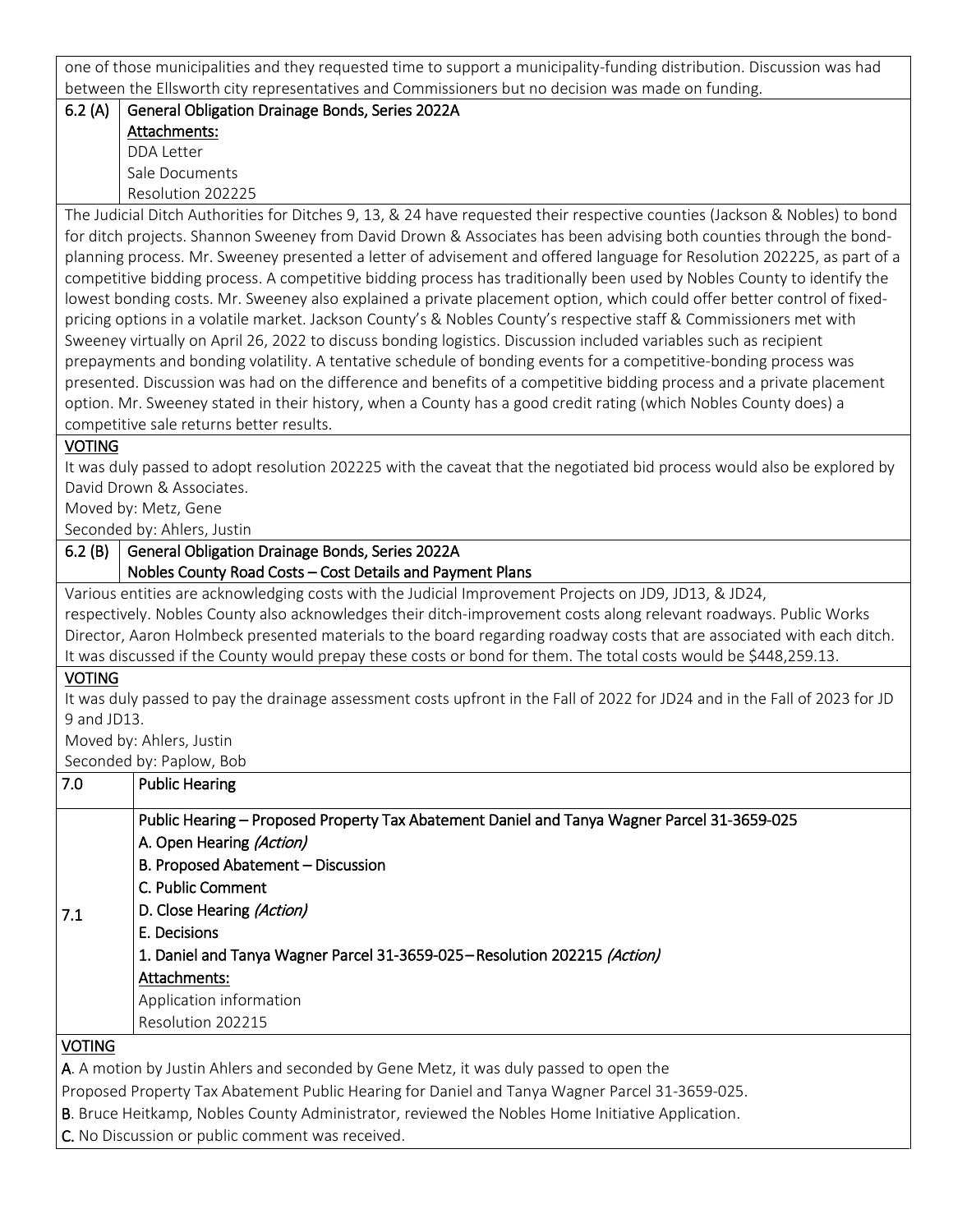one of those municipalities and they requested time to support a municipality-funding distribution. Discussion was had between the Ellsworth city representatives and Commissioners but no decision was made on funding.

| 6.2 (A) | **General Obligation Drainage Bonds, Series 2022A**<br>**Attachments:**<br>DDA Letter<br>Sale Documents<br>Resolution 202225 |
|---|---|

The Judicial Ditch Authorities for Ditches 9, 13, & 24 have requested their respective counties (Jackson & Nobles) to bond for ditch projects. Shannon Sweeney from David Drown & Associates has been advising both counties through the bond-planning process. Mr. Sweeney presented a letter of advisement and offered language for Resolution 202225, as part of a competitive bidding process. A competitive bidding process has traditionally been used by Nobles County to identify the lowest bonding costs. Mr. Sweeney also explained a private placement option, which could offer better control of fixed-pricing options in a volatile market. Jackson County's & Nobles County's respective staff & Commissioners met with Sweeney virtually on April 26, 2022 to discuss bonding logistics. Discussion included variables such as recipient prepayments and bonding volatility. A tentative schedule of bonding events for a competitive-bonding process was presented. Discussion was had on the difference and benefits of a competitive bidding process and a private placement option. Mr. Sweeney stated in their history, when a County has a good credit rating (which Nobles County does) a competitive sale returns better results.

**VOTING**

It was duly passed to adopt resolution 202225 with the caveat that the negotiated bid process would also be explored by David Drown & Associates.
Moved by: Metz, Gene
Seconded by: Ahlers, Justin

| 6.2 (B) | **General Obligation Drainage Bonds, Series 2022A**<br>**Nobles County Road Costs – Cost Details and Payment Plans** |
|---|---|

Various entities are acknowledging costs with the Judicial Improvement Projects on JD9, JD13, & JD24, respectively. Nobles County also acknowledges their ditch-improvement costs along relevant roadways. Public Works Director, Aaron Holmbeck presented materials to the board regarding roadway costs that are associated with each ditch. It was discussed if the County would prepay these costs or bond for them. The total costs would be $448,259.13.

**VOTING**

It was duly passed to pay the drainage assessment costs upfront in the Fall of 2022 for JD24 and in the Fall of 2023 for JD 9 and JD13.
Moved by: Ahlers, Justin
Seconded by: Paplow, Bob

| 7.0 | **Public Hearing** |
|---|---|
| 7.1 | **Public Hearing – Proposed Property Tax Abatement Daniel and Tanya Wagner Parcel 31-3659-025**<br>**A. Open Hearing *(Action)***<br>**B. Proposed Abatement – Discussion**<br>**C. Public Comment**<br>**D. Close Hearing *(Action)***<br>**E. Decisions**<br>**1. Daniel and Tanya Wagner Parcel 31-3659-025 – Resolution 202215 *(Action)***<br>**Attachments:**<br>Application information<br>Resolution 202215 |

**VOTING**

**A**. A motion by Justin Ahlers and seconded by Gene Metz, it was duly passed to open the Proposed Property Tax Abatement Public Hearing for Daniel and Tanya Wagner Parcel 31-3659-025.

**B**. Bruce Heitkamp, Nobles County Administrator, reviewed the Nobles Home Initiative Application.

**C.** No Discussion or public comment was received.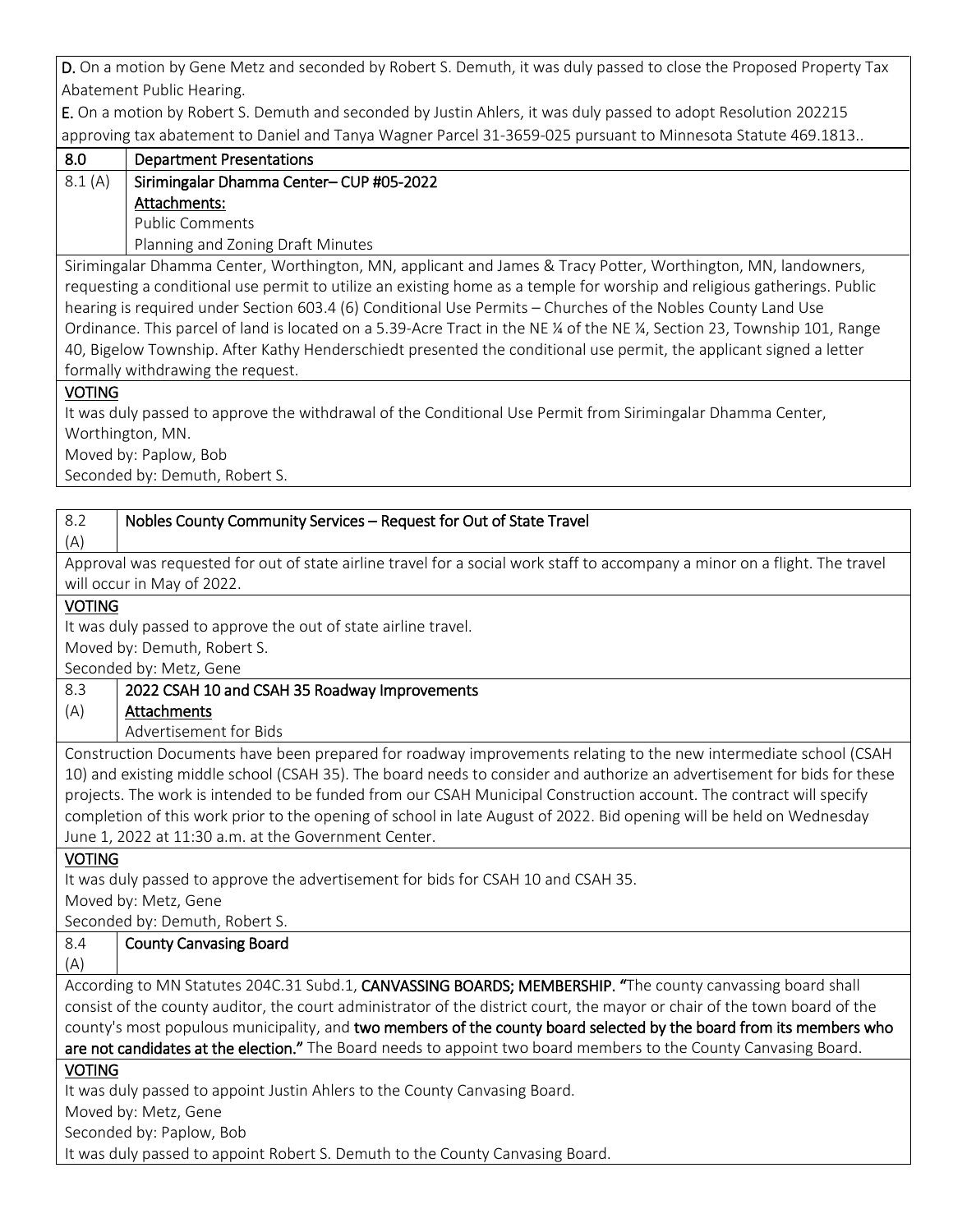**D.** On a motion by Gene Metz and seconded by Robert S. Demuth, it was duly passed to close the Proposed Property Tax Abatement Public Hearing.

**E.** On a motion by Robert S. Demuth and seconded by Justin Ahlers, it was duly passed to adopt Resolution 202215 approving tax abatement to Daniel and Tanya Wagner Parcel 31-3659-025 pursuant to Minnesota Statute 469.1813..

| 8.0 | Department Presentations |
|---|---|
| 8.1 (A) | Sirimingalar Dhamma Center– CUP #05-2022<br>Attachments:<br>Public Comments<br>Planning and Zoning Draft Minutes |

Sirimingalar Dhamma Center, Worthington, MN, applicant and James & Tracy Potter, Worthington, MN, landowners, requesting a conditional use permit to utilize an existing home as a temple for worship and religious gatherings. Public hearing is required under Section 603.4 (6) Conditional Use Permits – Churches of the Nobles County Land Use Ordinance. This parcel of land is located on a 5.39-Acre Tract in the NE ¼ of the NE ¼, Section 23, Township 101, Range 40, Bigelow Township. After Kathy Henderschiedt presented the conditional use permit, the applicant signed a letter formally withdrawing the request.

**VOTING**

It was duly passed to approve the withdrawal of the Conditional Use Permit from Sirimingalar Dhamma Center, Worthington, MN.

Moved by: Paplow, Bob

Seconded by: Demuth, Robert S.

| 8.2 (A) | Nobles County Community Services – Request for Out of State Travel |
|---|---|

Approval was requested for out of state airline travel for a social work staff to accompany a minor on a flight. The travel will occur in May of 2022.

**VOTING**

It was duly passed to approve the out of state airline travel.

Moved by: Demuth, Robert S.

Seconded by: Metz, Gene

| 8.3 (A) | 2022 CSAH 10 and CSAH 35 Roadway Improvements<br>Attachments<br>Advertisement for Bids |
|---|---|

Construction Documents have been prepared for roadway improvements relating to the new intermediate school (CSAH 10) and existing middle school (CSAH 35). The board needs to consider and authorize an advertisement for bids for these projects. The work is intended to be funded from our CSAH Municipal Construction account. The contract will specify completion of this work prior to the opening of school in late August of 2022. Bid opening will be held on Wednesday June 1, 2022 at 11:30 a.m. at the Government Center.

**VOTING**

It was duly passed to approve the advertisement for bids for CSAH 10 and CSAH 35.

Moved by: Metz, Gene

Seconded by: Demuth, Robert S.

| 8.4 (A) | County Canvasing Board |
|---|---|

According to MN Statutes 204C.31 Subd.1, **CANVASSING BOARDS; MEMBERSHIP. "**The county canvassing board shall consist of the county auditor, the court administrator of the district court, the mayor or chair of the town board of the county's most populous municipality, and **two members of the county board selected by the board from its members who are not candidates at the election."** The Board needs to appoint two board members to the County Canvasing Board.

**VOTING**

It was duly passed to appoint Justin Ahlers to the County Canvasing Board.

Moved by: Metz, Gene

Seconded by: Paplow, Bob

It was duly passed to appoint Robert S. Demuth to the County Canvasing Board.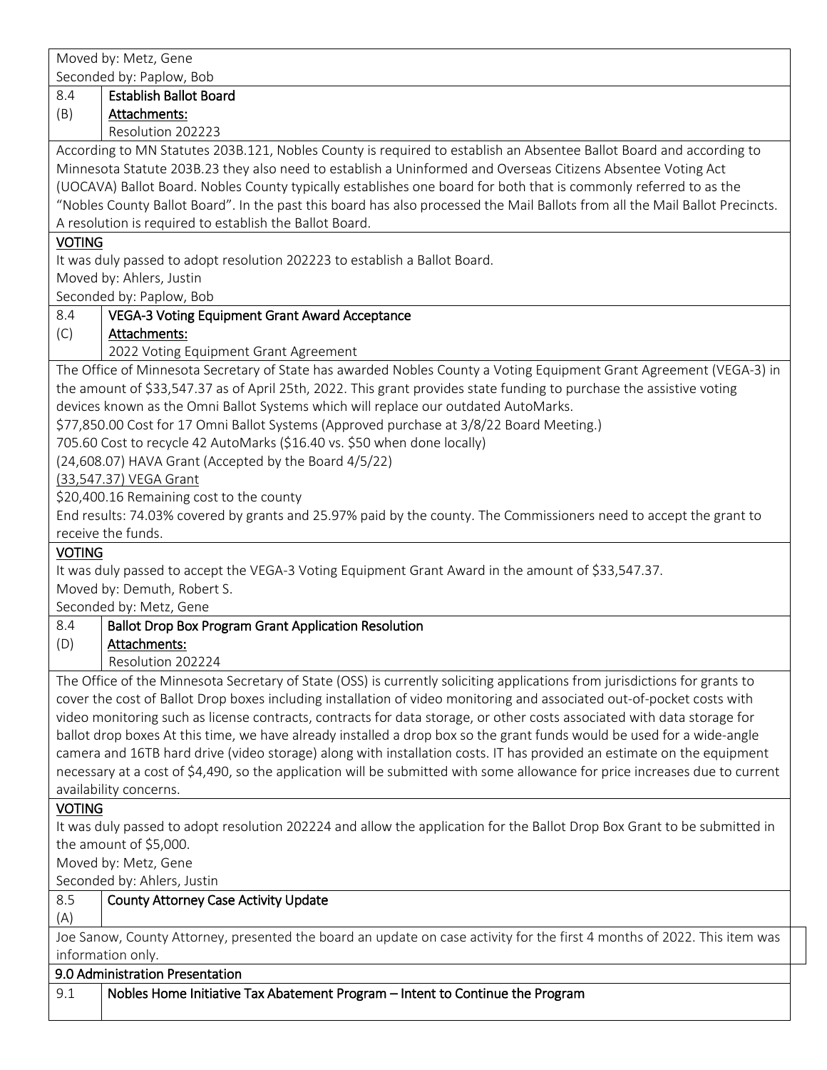Moved by: Metz, Gene
Seconded by: Paplow, Bob

| 8.4 (B) | **Establish Ballot Board** |
|---|---|
| | **Attachments:** Resolution 202223 |

According to MN Statutes 203B.121, Nobles County is required to establish an Absentee Ballot Board and according to Minnesota Statute 203B.23 they also need to establish a Uninformed and Overseas Citizens Absentee Voting Act (UOCAVA) Ballot Board. Nobles County typically establishes one board for both that is commonly referred to as the "Nobles County Ballot Board". In the past this board has also processed the Mail Ballots from all the Mail Ballot Precincts. A resolution is required to establish the Ballot Board.

**VOTING**

It was duly passed to adopt resolution 202223 to establish a Ballot Board.
Moved by: Ahlers, Justin
Seconded by: Paplow, Bob

| 8.4 (C) | **VEGA-3 Voting Equipment Grant Award Acceptance** |
|---|---|
| | **Attachments:** 2022 Voting Equipment Grant Agreement |

The Office of Minnesota Secretary of State has awarded Nobles County a Voting Equipment Grant Agreement (VEGA-3) in the amount of $33,547.37 as of April 25th, 2022. This grant provides state funding to purchase the assistive voting devices known as the Omni Ballot Systems which will replace our outdated AutoMarks.

$77,850.00 Cost for 17 Omni Ballot Systems (Approved purchase at 3/8/22 Board Meeting.)
705.60 Cost to recycle 42 AutoMarks ($16.40 vs. $50 when done locally)
(24,608.07) HAVA Grant (Accepted by the Board 4/5/22)
(33,547.37) VEGA Grant
$20,400.16 Remaining cost to the county

End results: 74.03% covered by grants and 25.97% paid by the county. The Commissioners need to accept the grant to receive the funds.

**VOTING**

It was duly passed to accept the VEGA-3 Voting Equipment Grant Award in the amount of $33,547.37.
Moved by: Demuth, Robert S.
Seconded by: Metz, Gene

| 8.4 (D) | **Ballot Drop Box Program Grant Application Resolution** |
|---|---|
| | **Attachments:** Resolution 202224 |

The Office of the Minnesota Secretary of State (OSS) is currently soliciting applications from jurisdictions for grants to cover the cost of Ballot Drop boxes including installation of video monitoring and associated out-of-pocket costs with video monitoring such as license contracts, contracts for data storage, or other costs associated with data storage for ballot drop boxes At this time, we have already installed a drop box so the grant funds would be used for a wide-angle camera and 16TB hard drive (video storage) along with installation costs. IT has provided an estimate on the equipment necessary at a cost of $4,490, so the application will be submitted with some allowance for price increases due to current availability concerns.

**VOTING**

It was duly passed to adopt resolution 202224 and allow the application for the Ballot Drop Box Grant to be submitted in the amount of $5,000.
Moved by: Metz, Gene
Seconded by: Ahlers, Justin

| 8.5 (A) | **County Attorney Case Activity Update** |
|---|---|

Joe Sanow, County Attorney, presented the board an update on case activity for the first 4 months of 2022. This item was information only.

**9.0 Administration Presentation**

| 9.1 | **Nobles Home Initiative Tax Abatement Program – Intent to Continue the Program** |
|---|---|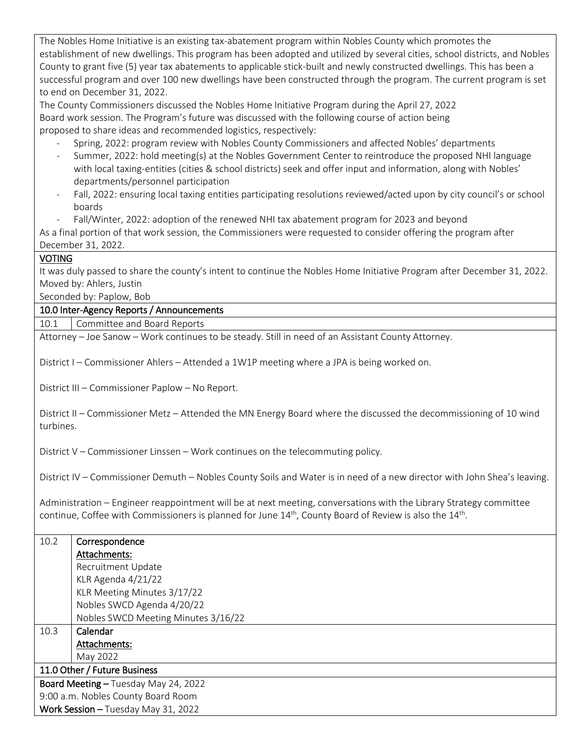The Nobles Home Initiative is an existing tax-abatement program within Nobles County which promotes the establishment of new dwellings. This program has been adopted and utilized by several cities, school districts, and Nobles County to grant five (5) year tax abatements to applicable stick-built and newly constructed dwellings. This has been a successful program and over 100 new dwellings have been constructed through the program. The current program is set to end on December 31, 2022.

The County Commissioners discussed the Nobles Home Initiative Program during the April 27, 2022 Board work session. The Program's future was discussed with the following course of action being proposed to share ideas and recommended logistics, respectively:

- Spring, 2022: program review with Nobles County Commissioners and affected Nobles' departments
- Summer, 2022: hold meeting(s) at the Nobles Government Center to reintroduce the proposed NHI language with local taxing-entities (cities & school districts) seek and offer input and information, along with Nobles' departments/personnel participation
- Fall, 2022: ensuring local taxing entities participating resolutions reviewed/acted upon by city council's or school boards
- Fall/Winter, 2022: adoption of the renewed NHI tax abatement program for 2023 and beyond

As a final portion of that work session, the Commissioners were requested to consider offering the program after December 31, 2022.

**VOTING**

It was duly passed to share the county's intent to continue the Nobles Home Initiative Program after December 31, 2022.
Moved by: Ahlers, Justin
Seconded by: Paplow, Bob

## 10.0 Inter-Agency Reports / Announcements

10.1 Committee and Board Reports

Attorney – Joe Sanow – Work continues to be steady. Still in need of an Assistant County Attorney.

District I – Commissioner Ahlers – Attended a 1W1P meeting where a JPA is being worked on.

District III – Commissioner Paplow – No Report.

District II – Commissioner Metz – Attended the MN Energy Board where the discussed the decommissioning of 10 wind turbines.

District V – Commissioner Linssen – Work continues on the telecommuting policy.

District IV – Commissioner Demuth – Nobles County Soils and Water is in need of a new director with John Shea's leaving.

Administration – Engineer reappointment will be at next meeting, conversations with the Library Strategy committee continue, Coffee with Commissioners is planned for June 14th, County Board of Review is also the 14th.

10.2 **Correspondence**

**Attachments:**
Recruitment Update
KLR Agenda 4/21/22
KLR Meeting Minutes 3/17/22
Nobles SWCD Agenda 4/20/22
Nobles SWCD Meeting Minutes 3/16/22

10.3 **Calendar**

**Attachments:**
May 2022

## 11.0 Other / Future Business

**Board Meeting** – Tuesday May 24, 2022
9:00 a.m. Nobles County Board Room
**Work Session** – Tuesday May 31, 2022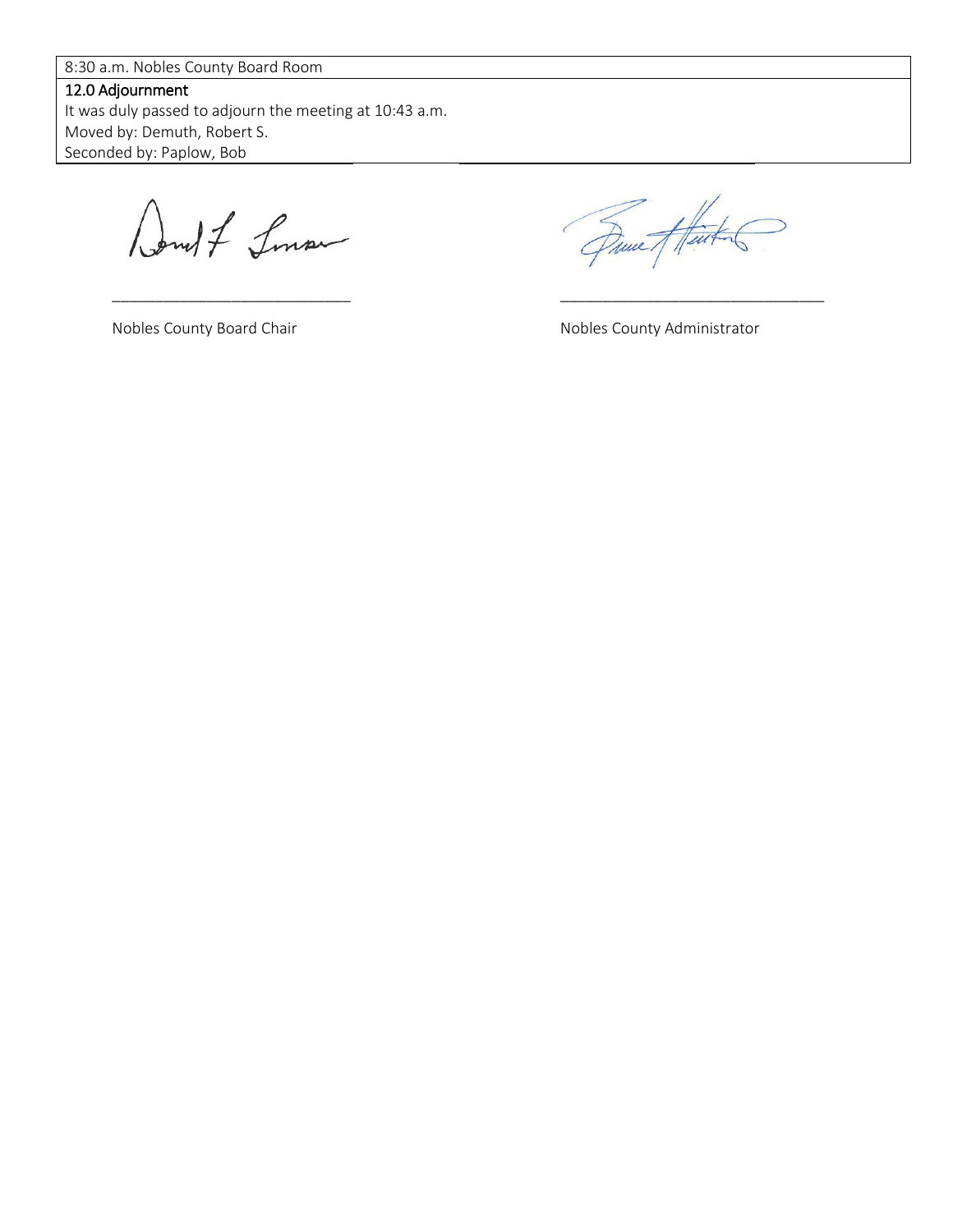8:30 a.m. Nobles County Board Room

**12.0 Adjournment**

It was duly passed to adjourn the meeting at 10:43 a.m.
Moved by: Demuth, Robert S.
Seconded by: Paplow, Bob

_____________________________ 
Nobles County Board Chair

_______________________________
Nobles County Administrator